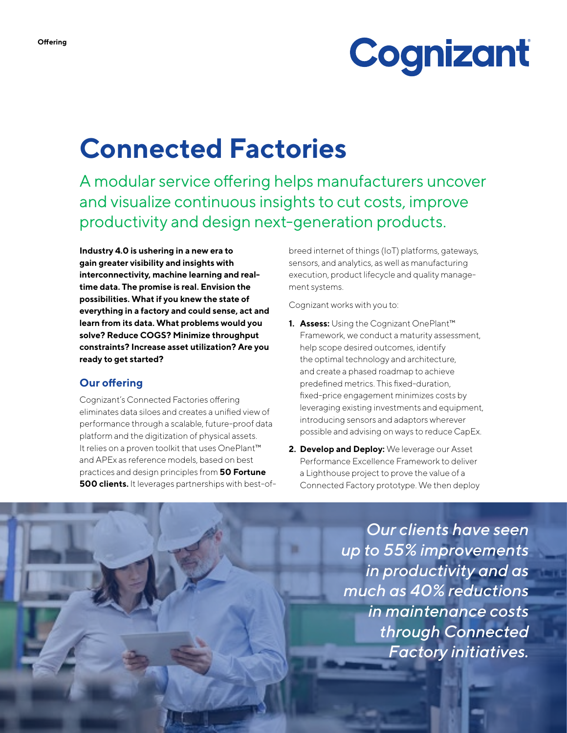Offering

Cognizant

# Connected Factories

A modular service offering helps manufacturers uncover and visualize continuous insights to cut costs, improve productivity and design next-generation products.

**Industry 4.0 is ushering in a new era to gain greater visibility and insights with interconnectivity, machine learning and real-time data. The promise is real. Envision the possibilities. What if you knew the state of everything in a factory and could sense, act and learn from its data. What problems would you solve? Reduce COGS? Minimize throughput constraints? Increase asset utilization? Are you ready to get started?**

## Our offering

Cognizant's Connected Factories offering eliminates data siloes and creates a unified view of performance through a scalable, future-proof data platform and the digitization of physical assets. It relies on a proven toolkit that uses OnePlant™ and APEx as reference models, based on best practices and design principles from **50 Fortune 500 clients.** It leverages partnerships with best-of-breed internet of things (IoT) platforms, gateways, sensors, and analytics, as well as manufacturing execution, product lifecycle and quality management systems.

Cognizant works with you to:

1. **Assess:** Using the Cognizant OnePlant™ Framework, we conduct a maturity assessment, help scope desired outcomes, identify the optimal technology and architecture, and create a phased roadmap to achieve predefined metrics. This fixed-duration, fixed-price engagement minimizes costs by leveraging existing investments and equipment, introducing sensors and adaptors wherever possible and advising on ways to reduce CapEx.
2. **Develop and Deploy:** We leverage our Asset Performance Excellence Framework to deliver a Lighthouse project to prove the value of a Connected Factory prototype. We then deploy

*Our clients have seen up to 55% improvements in productivity and as much as 40% reductions in maintenance costs through Connected Factory initiatives.*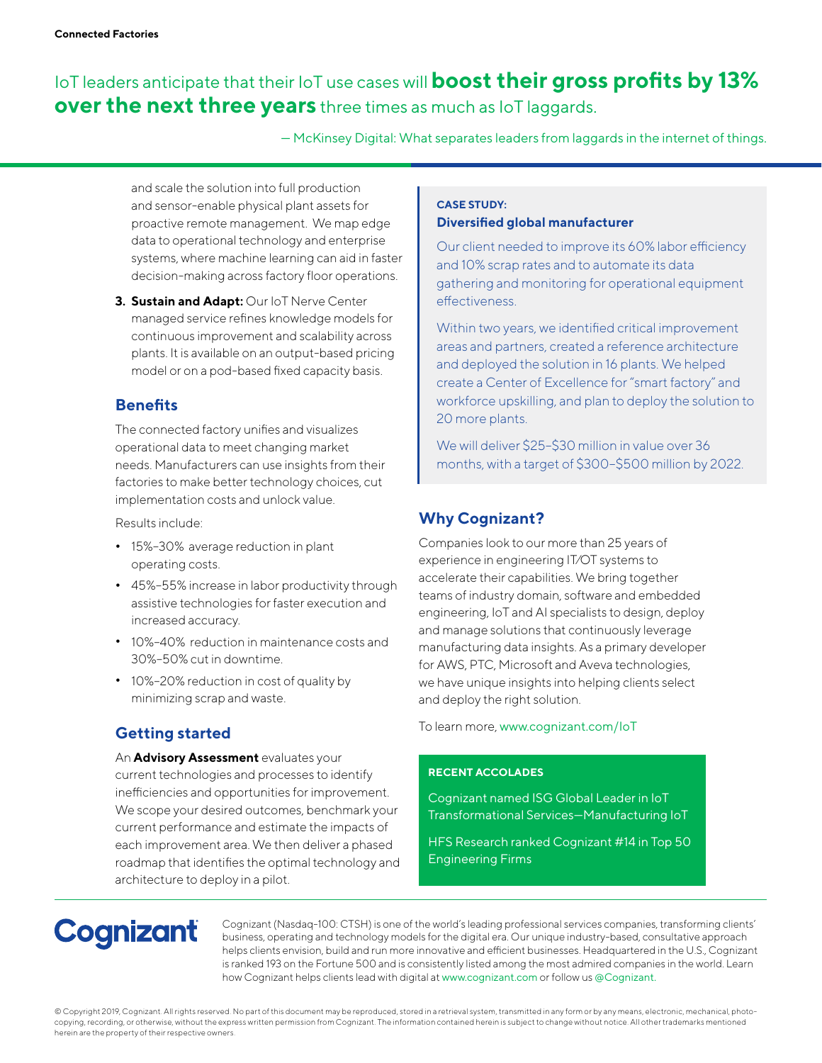IoT leaders anticipate that their IoT use cases will **boost their gross profits by 13% over the next three years** three times as much as IoT laggards.

— McKinsey Digital: What separates leaders from laggards in the internet of things.

and scale the solution into full production and sensor-enable physical plant assets for proactive remote management. We map edge data to operational technology and enterprise systems, where machine learning can aid in faster decision-making across factory floor operations.

3. **Sustain and Adapt:** Our IoT Nerve Center managed service refines knowledge models for continuous improvement and scalability across plants. It is available on an output-based pricing model or on a pod-based fixed capacity basis.

## Benefits

The connected factory unifies and visualizes operational data to meet changing market needs. Manufacturers can use insights from their factories to make better technology choices, cut implementation costs and unlock value.

Results include:

- 15%-30% average reduction in plant operating costs.
- 45%-55% increase in labor productivity through assistive technologies for faster execution and increased accuracy.
- 10%-40% reduction in maintenance costs and 30%-50% cut in downtime.
- 10%-20% reduction in cost of quality by minimizing scrap and waste.

## Getting started

An **Advisory Assessment** evaluates your current technologies and processes to identify inefficiencies and opportunities for improvement. We scope your desired outcomes, benchmark your current performance and estimate the impacts of each improvement area. We then deliver a phased roadmap that identifies the optimal technology and architecture to deploy in a pilot.

**CASE STUDY:**
**Diversified global manufacturer**

Our client needed to improve its 60% labor efficiency and 10% scrap rates and to automate its data gathering and monitoring for operational equipment effectiveness.

Within two years, we identified critical improvement areas and partners, created a reference architecture and deployed the solution in 16 plants. We helped create a Center of Excellence for "smart factory" and workforce upskilling, and plan to deploy the solution to 20 more plants.

We will deliver $25-$30 million in value over 36 months, with a target of $300-$500 million by 2022.

## Why Cognizant?

Companies look to our more than 25 years of experience in engineering IT/OT systems to accelerate their capabilities. We bring together teams of industry domain, software and embedded engineering, IoT and AI specialists to design, deploy and manage solutions that continuously leverage manufacturing data insights. As a primary developer for AWS, PTC, Microsoft and Aveva technologies, we have unique insights into helping clients select and deploy the right solution.

To learn more, www.cognizant.com/IoT

**RECENT ACCOLADES**

Cognizant named ISG Global Leader in IoT Transformational Services—Manufacturing IoT

HFS Research ranked Cognizant #14 in Top 50 Engineering Firms

Cognizant

Cognizant (Nasdaq-100: CTSH) is one of the world's leading professional services companies, transforming clients' business, operating and technology models for the digital era. Our unique industry-based, consultative approach helps clients envision, build and run more innovative and efficient businesses. Headquartered in the U.S., Cognizant is ranked 193 on the Fortune 500 and is consistently listed among the most admired companies in the world. Learn how Cognizant helps clients lead with digital at www.cognizant.com or follow us @Cognizant.

© Copyright 2019, Cognizant. All rights reserved. No part of this document may be reproduced, stored in a retrieval system, transmitted in any form or by any means, electronic, mechanical, photocopying, recording, or otherwise, without the express written permission from Cognizant. The information contained herein is subject to change without notice. All other trademarks mentioned herein are the property of their respective owners.